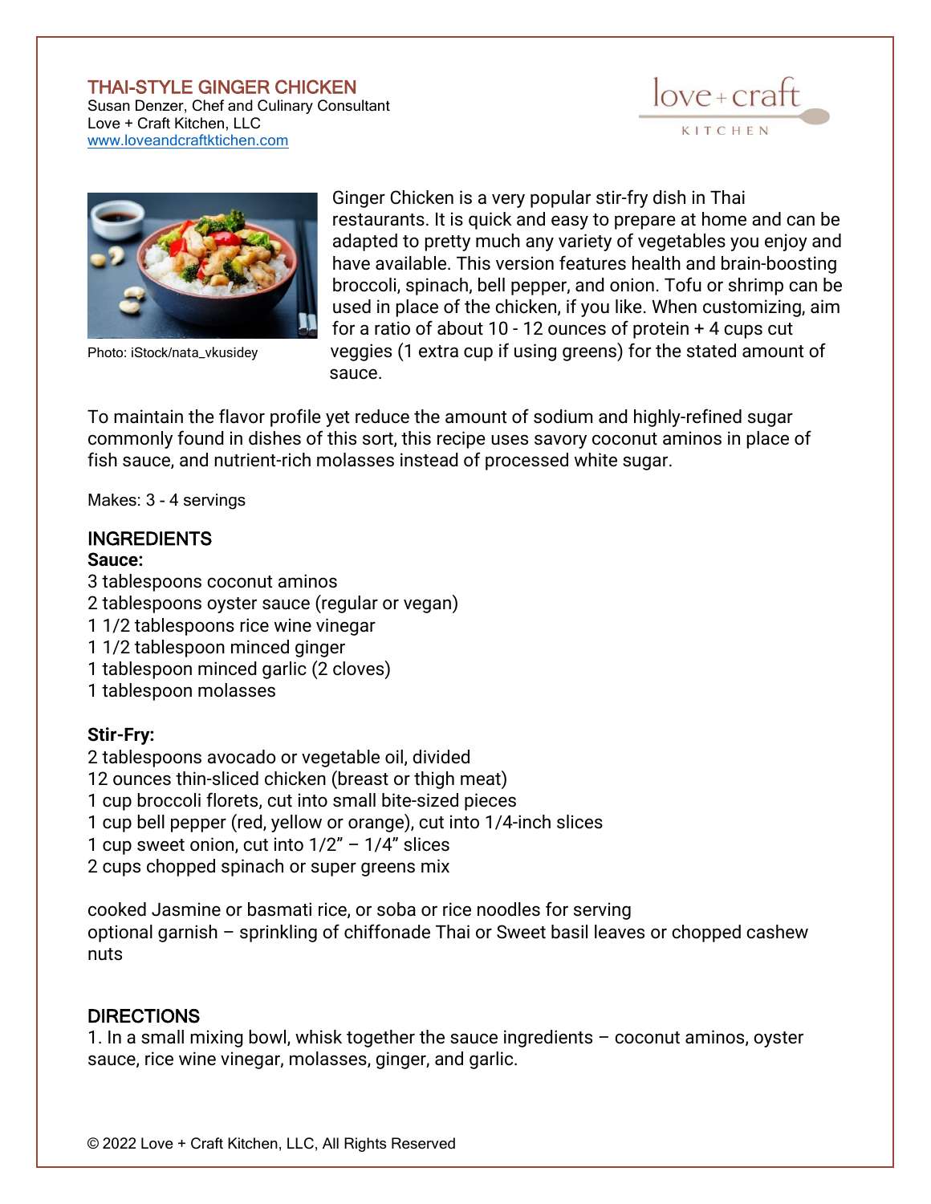# THAI-STYLE GINGER CHICKEN

Susan Denzer, Chef and Culinary Consultant
Love + Craft Kitchen, LLC
www.loveandcraftkitchen.com

Photo: iStock/nata_vkusidey

Ginger Chicken is a very popular stir-fry dish in Thai restaurants. It is quick and easy to prepare at home and can be adapted to pretty much any variety of vegetables you enjoy and have available. This version features health and brain-boosting broccoli, spinach, bell pepper, and onion. Tofu or shrimp can be used in place of the chicken, if you like. When customizing, aim for a ratio of about 10 - 12 ounces of protein + 4 cups cut veggies (1 extra cup if using greens) for the stated amount of sauce.

To maintain the flavor profile yet reduce the amount of sodium and highly-refined sugar commonly found in dishes of this sort, this recipe uses savory coconut aminos in place of fish sauce, and nutrient-rich molasses instead of processed white sugar.

Makes: 3 - 4 servings

## INGREDIENTS

**Sauce:**

3 tablespoons coconut aminos
2 tablespoons oyster sauce (regular or vegan)
1 1/2 tablespoons rice wine vinegar
1 1/2 tablespoon minced ginger
1 tablespoon minced garlic (2 cloves)
1 tablespoon molasses

**Stir-Fry:**

2 tablespoons avocado or vegetable oil, divided
12 ounces thin-sliced chicken (breast or thigh meat)
1 cup broccoli florets, cut into small bite-sized pieces
1 cup bell pepper (red, yellow or orange), cut into 1/4-inch slices
1 cup sweet onion, cut into 1/2" – 1/4" slices
2 cups chopped spinach or super greens mix

cooked Jasmine or basmati rice, or soba or rice noodles for serving
optional garnish – sprinkling of chiffonade Thai or Sweet basil leaves or chopped cashew nuts

## DIRECTIONS

1. In a small mixing bowl, whisk together the sauce ingredients – coconut aminos, oyster sauce, rice wine vinegar, molasses, ginger, and garlic.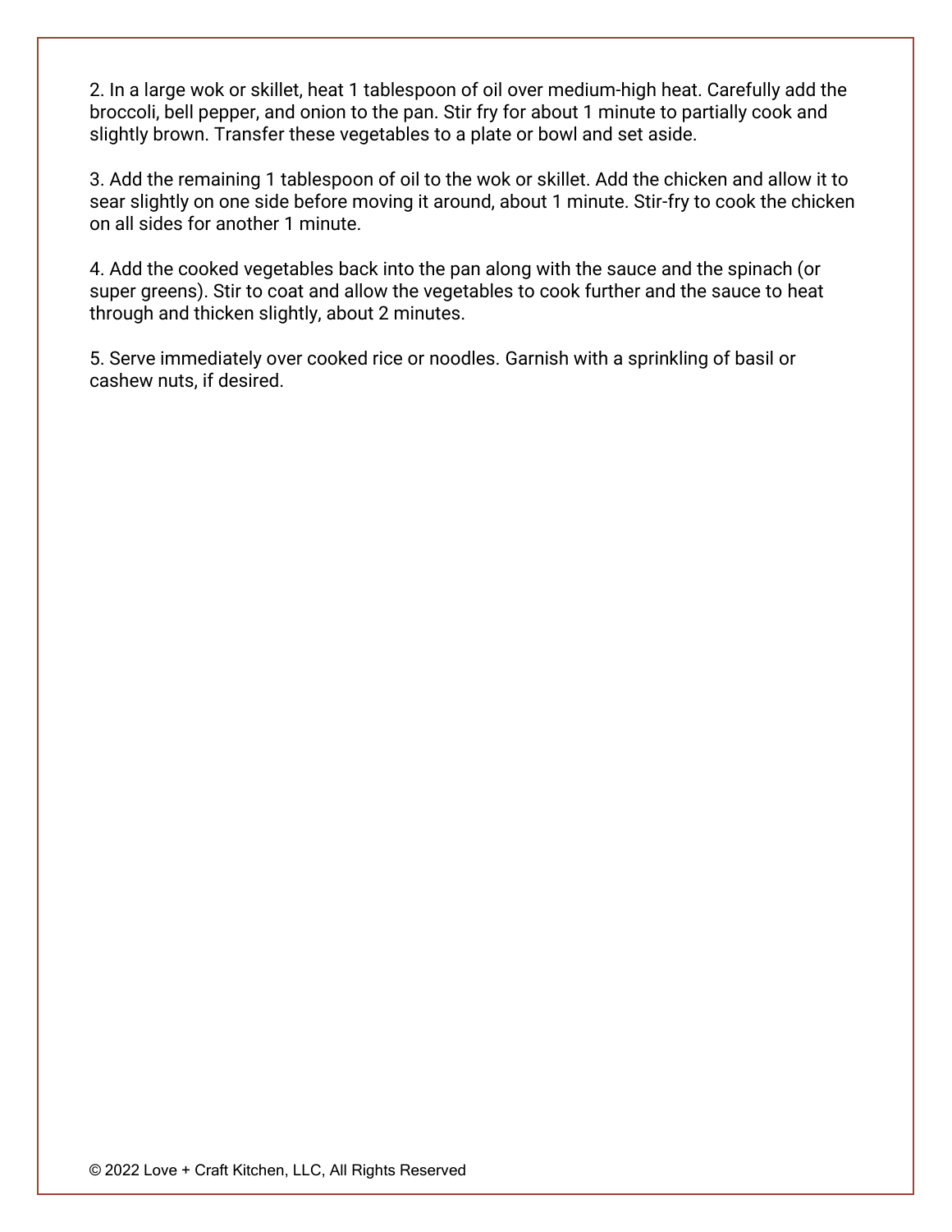2. In a large wok or skillet, heat 1 tablespoon of oil over medium-high heat. Carefully add the broccoli, bell pepper, and onion to the pan. Stir fry for about 1 minute to partially cook and slightly brown. Transfer these vegetables to a plate or bowl and set aside.

3. Add the remaining 1 tablespoon of oil to the wok or skillet. Add the chicken and allow it to sear slightly on one side before moving it around, about 1 minute. Stir-fry to cook the chicken on all sides for another 1 minute.

4. Add the cooked vegetables back into the pan along with the sauce and the spinach (or super greens). Stir to coat and allow the vegetables to cook further and the sauce to heat through and thicken slightly, about 2 minutes.

5. Serve immediately over cooked rice or noodles. Garnish with a sprinkling of basil or cashew nuts, if desired.

© 2022 Love + Craft Kitchen, LLC, All Rights Reserved